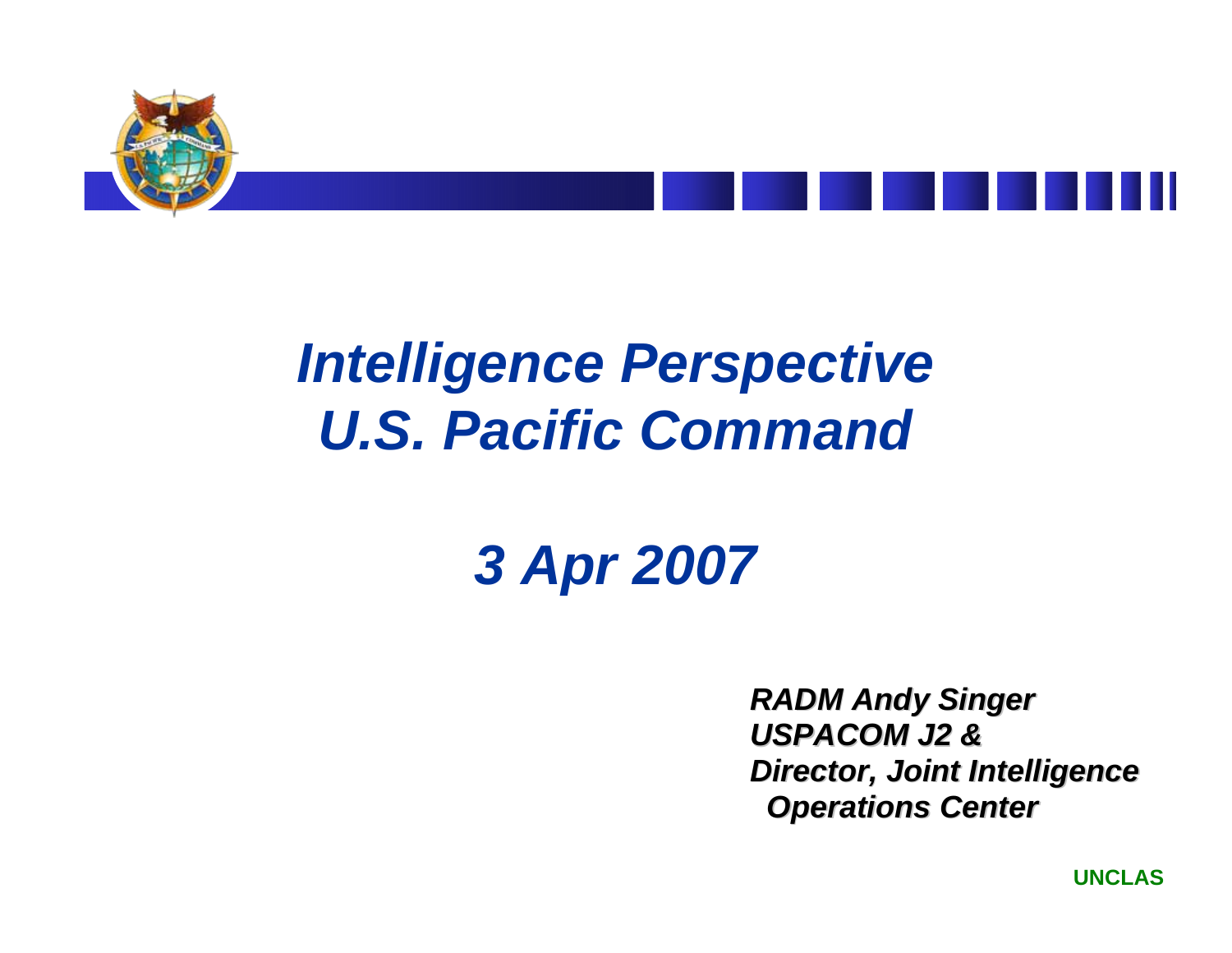# *Intelligence Perspective*
# *U.S. Pacific Command*

## *3 Apr 2007*

***RADM Andy Singer***
***USPACOM J2 &***
***Director, Joint Intelligence Operations Center***

**UNCLAS**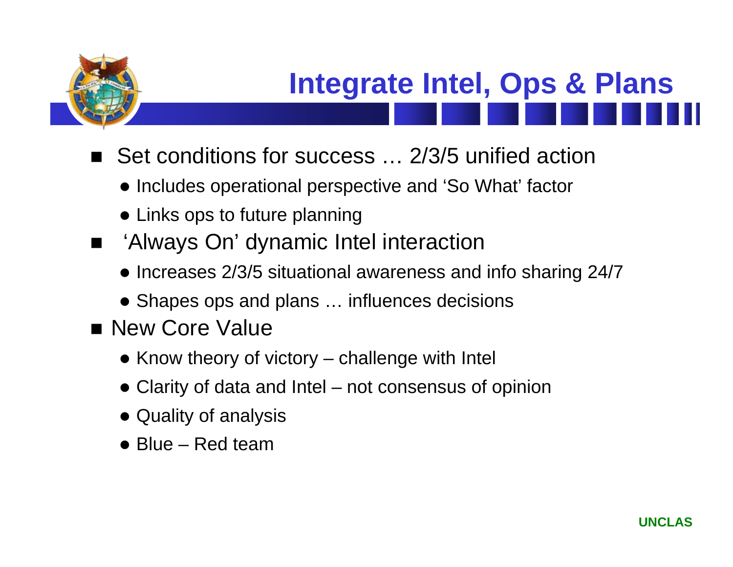# Integrate Intel, Ops & Plans

- Set conditions for success … 2/3/5 unified action
  - Includes operational perspective and 'So What' factor
  - Links ops to future planning
- 'Always On' dynamic Intel interaction
  - Increases 2/3/5 situational awareness and info sharing 24/7
  - Shapes ops and plans … influences decisions
- New Core Value
  - Know theory of victory – challenge with Intel
  - Clarity of data and Intel – not consensus of opinion
  - Quality of analysis
  - Blue – Red team

UNCLAS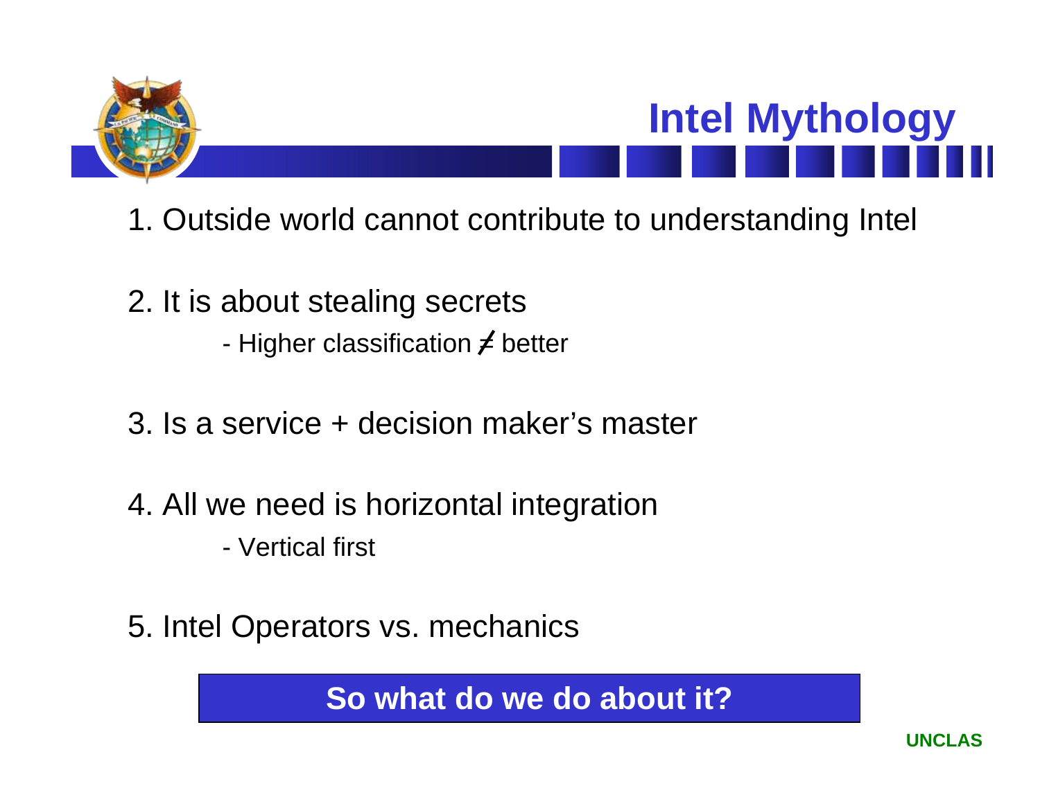# Intel Mythology

1. Outside world cannot contribute to understanding Intel

2. It is about stealing secrets
   - Higher classification ≠ better

3. Is a service + decision maker's master

4. All we need is horizontal integration
   - Vertical first

5. Intel Operators vs. mechanics

**So what do we do about it?**

UNCLAS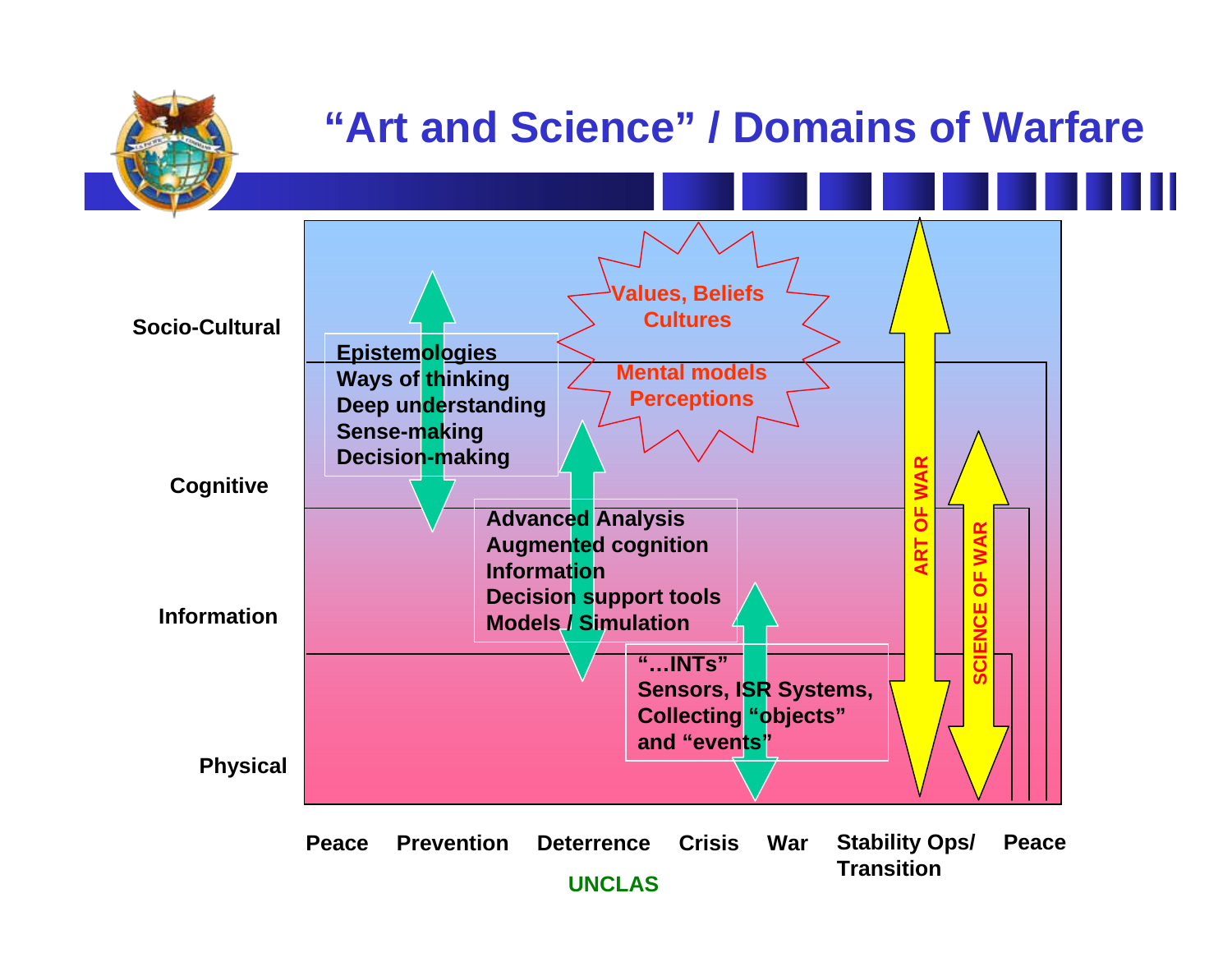# "Art and Science" / Domains of Warfare

Socio-Cultural

Cognitive

Information

Physical

Values, Beliefs
Cultures

Mental models
Perceptions

Epistemologies
Ways of thinking
Deep understanding
Sense-making
Decision-making

Advanced Analysis
Augmented cognition
Information
Decision support tools
Models / Simulation

"…INTs"
Sensors, ISR Systems,
Collecting "objects"
and "events"

ART OF WAR

SCIENCE OF WAR

Peace    Prevention    Deterrence    Crisis    War    Stability Ops/ Transition    Peace

UNCLAS